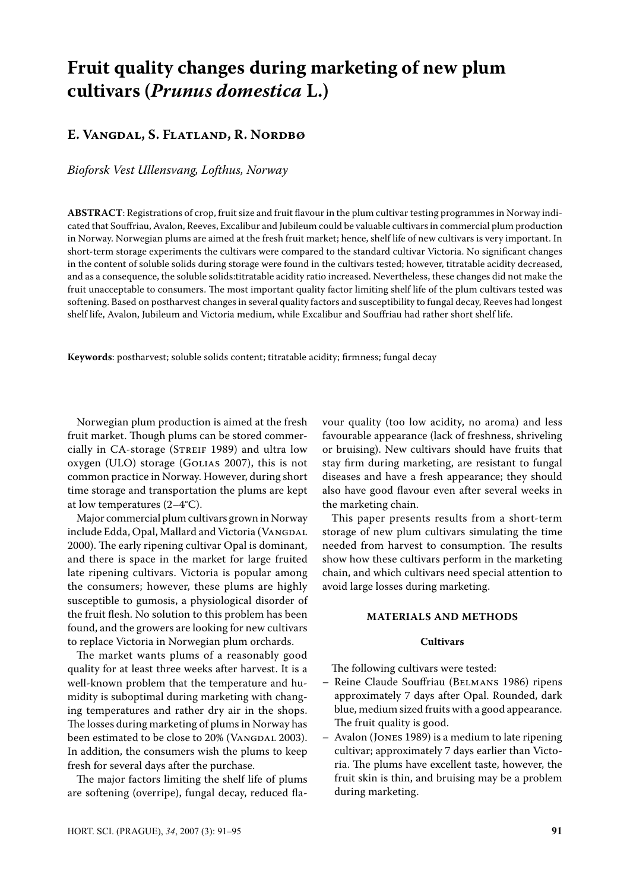# Fruit quality changes during marketing of new plum cultivars (*Prunus domestica* L.)

## E. Vangdal, S. Flatland, R. Nordbø

*Bioforsk Vest Ullensvang, Lofthus, Norway*

**ABSTRACT**: Registrations of crop, fruit size and fruit flavour in the plum cultivar testing programmes in Norway indicated that Souffriau, Avalon, Reeves, Excalibur and Jubileum could be valuable cultivars in commercial plum production in Norway. Norwegian plums are aimed at the fresh fruit market; hence, shelf life of new cultivars is very important. In short-term storage experiments the cultivars were compared to the standard cultivar Victoria. No significant changes in the content of soluble solids during storage were found in the cultivars tested; however, titratable acidity decreased, and as a consequence, the soluble solids:titratable acidity ratio increased. Nevertheless, these changes did not make the fruit unacceptable to consumers. The most important quality factor limiting shelf life of the plum cultivars tested was softening. Based on postharvest changes in several quality factors and susceptibility to fungal decay, Reeves had longest shelf life, Avalon, Jubileum and Victoria medium, while Excalibur and Souffriau had rather short shelf life.

**Keywords**: postharvest; soluble solids content; titratable acidity; firmness; fungal decay

Norwegian plum production is aimed at the fresh fruit market. Though plums can be stored commercially in CA-storage (Streif 1989) and ultra low oxygen (ULO) storage (Golias 2007), this is not common practice in Norway. However, during short time storage and transportation the plums are kept at low temperatures (2–4°C).

Major commercial plum cultivars grown in Norway include Edda, Opal, Mallard and Victoria (Vangdal 2000). The early ripening cultivar Opal is dominant, and there is space in the market for large fruited late ripening cultivars. Victoria is popular among the consumers; however, these plums are highly susceptible to gumosis, a physiological disorder of the fruit flesh. No solution to this problem has been found, and the growers are looking for new cultivars to replace Victoria in Norwegian plum orchards.

The market wants plums of a reasonably good quality for at least three weeks after harvest. It is a well-known problem that the temperature and humidity is suboptimal during marketing with changing temperatures and rather dry air in the shops. The losses during marketing of plums in Norway has been estimated to be close to 20% (Vangdal 2003). In addition, the consumers wish the plums to keep fresh for several days after the purchase.

The major factors limiting the shelf life of plums are softening (overripe), fungal decay, reduced flavour quality (too low acidity, no aroma) and less favourable appearance (lack of freshness, shriveling or bruising). New cultivars should have fruits that stay firm during marketing, are resistant to fungal diseases and have a fresh appearance; they should also have good flavour even after several weeks in the marketing chain.

This paper presents results from a short-term storage of new plum cultivars simulating the time needed from harvest to consumption. The results show how these cultivars perform in the marketing chain, and which cultivars need special attention to avoid large losses during marketing.

## MATERIALS AND METHODS

### Cultivars

The following cultivars were tested:

- Reine Claude Souffriau (Belmans 1986) ripens approximately 7 days after Opal. Rounded, dark blue, medium sized fruits with a good appearance. The fruit quality is good.
- Avalon (Jones 1989) is a medium to late ripening cultivar; approximately 7 days earlier than Victoria. The plums have excellent taste, however, the fruit skin is thin, and bruising may be a problem during marketing.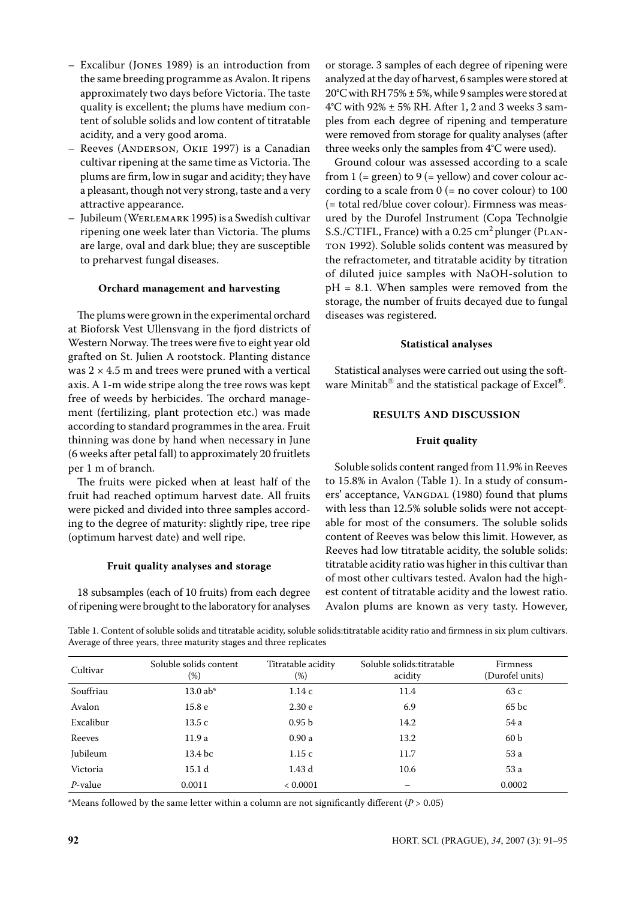– Excalibur (Jones 1989) is an introduction from the same breeding programme as Avalon. It ripens approximately two days before Victoria. The taste quality is excellent; the plums have medium content of soluble solids and low content of titratable acidity, and a very good aroma.
– Reeves (Anderson, Okie 1997) is a Canadian cultivar ripening at the same time as Victoria. The plums are firm, low in sugar and acidity; they have a pleasant, though not very strong, taste and a very attractive appearance.
– Jubileum (Werlemark 1995) is a Swedish cultivar ripening one week later than Victoria. The plums are large, oval and dark blue; they are susceptible to preharvest fungal diseases.

### Orchard management and harvesting

The plums were grown in the experimental orchard at Bioforsk Vest Ullensvang in the fjord districts of Western Norway. The trees were five to eight year old grafted on St. Julien A rootstock. Planting distance was 2 × 4.5 m and trees were pruned with a vertical axis. A 1-m wide stripe along the tree rows was kept free of weeds by herbicides. The orchard management (fertilizing, plant protection etc.) was made according to standard programmes in the area. Fruit thinning was done by hand when necessary in June (6 weeks after petal fall) to approximately 20 fruitlets per 1 m of branch.

The fruits were picked when at least half of the fruit had reached optimum harvest date. All fruits were picked and divided into three samples according to the degree of maturity: slightly ripe, tree ripe (optimum harvest date) and well ripe.

### Fruit quality analyses and storage

18 subsamples (each of 10 fruits) from each degree of ripening were brought to the laboratory for analyses or storage. 3 samples of each degree of ripening were analyzed at the day of harvest, 6 samples were stored at 20°C with RH 75% ± 5%, while 9 samples were stored at 4°C with 92% ± 5% RH. After 1, 2 and 3 weeks 3 samples from each degree of ripening and temperature were removed from storage for quality analyses (after three weeks only the samples from 4°C were used).

Ground colour was assessed according to a scale from 1 (= green) to 9 (= yellow) and cover colour according to a scale from 0 (= no cover colour) to 100 (= total red/blue cover colour). Firmness was measured by the Durofel Instrument (Copa Technolgie S.S./CTIFL, France) with a 0.25 cm$^2$ plunger (Planton 1992). Soluble solids content was measured by the refractometer, and titratable acidity by titration of diluted juice samples with NaOH-solution to pH = 8.1. When samples were removed from the storage, the number of fruits decayed due to fungal diseases was registered.

### Statistical analyses

Statistical analyses were carried out using the software Minitab® and the statistical package of Excel®.

## RESULTS AND DISCUSSION

### Fruit quality

Soluble solids content ranged from 11.9% in Reeves to 15.8% in Avalon (Table 1). In a study of consumers' acceptance, Vangdal (1980) found that plums with less than 12.5% soluble solids were not acceptable for most of the consumers. The soluble solids content of Reeves was below this limit. However, as Reeves had low titratable acidity, the soluble solids: titratable acidity ratio was higher in this cultivar than of most other cultivars tested. Avalon had the highest content of titratable acidity and the lowest ratio. Avalon plums are known as very tasty. However,

Table 1. Content of soluble solids and titratable acidity, soluble solids:titratable acidity ratio and firmness in six plum cultivars. Average of three years, three maturity stages and three replicates

| Cultivar | Soluble solids content (%) | Titratable acidity (%) | Soluble solids:titratable acidity | Firmness (Durofel units) |
|---|---|---|---|---|
| Souffriau | 13.0 ab* | 1.14 c | 11.4 | 63 c |
| Avalon | 15.8 e | 2.30 e | 6.9 | 65 bc |
| Excalibur | 13.5 c | 0.95 b | 14.2 | 54 a |
| Reeves | 11.9 a | 0.90 a | 13.2 | 60 b |
| Jubileum | 13.4 bc | 1.15 c | 11.7 | 53 a |
| Victoria | 15.1 d | 1.43 d | 10.6 | 53 a |
| *P*-value | 0.0011 | < 0.0001 | – | 0.0002 |

*Means followed by the same letter within a column are not significantly different ($P > 0.05$)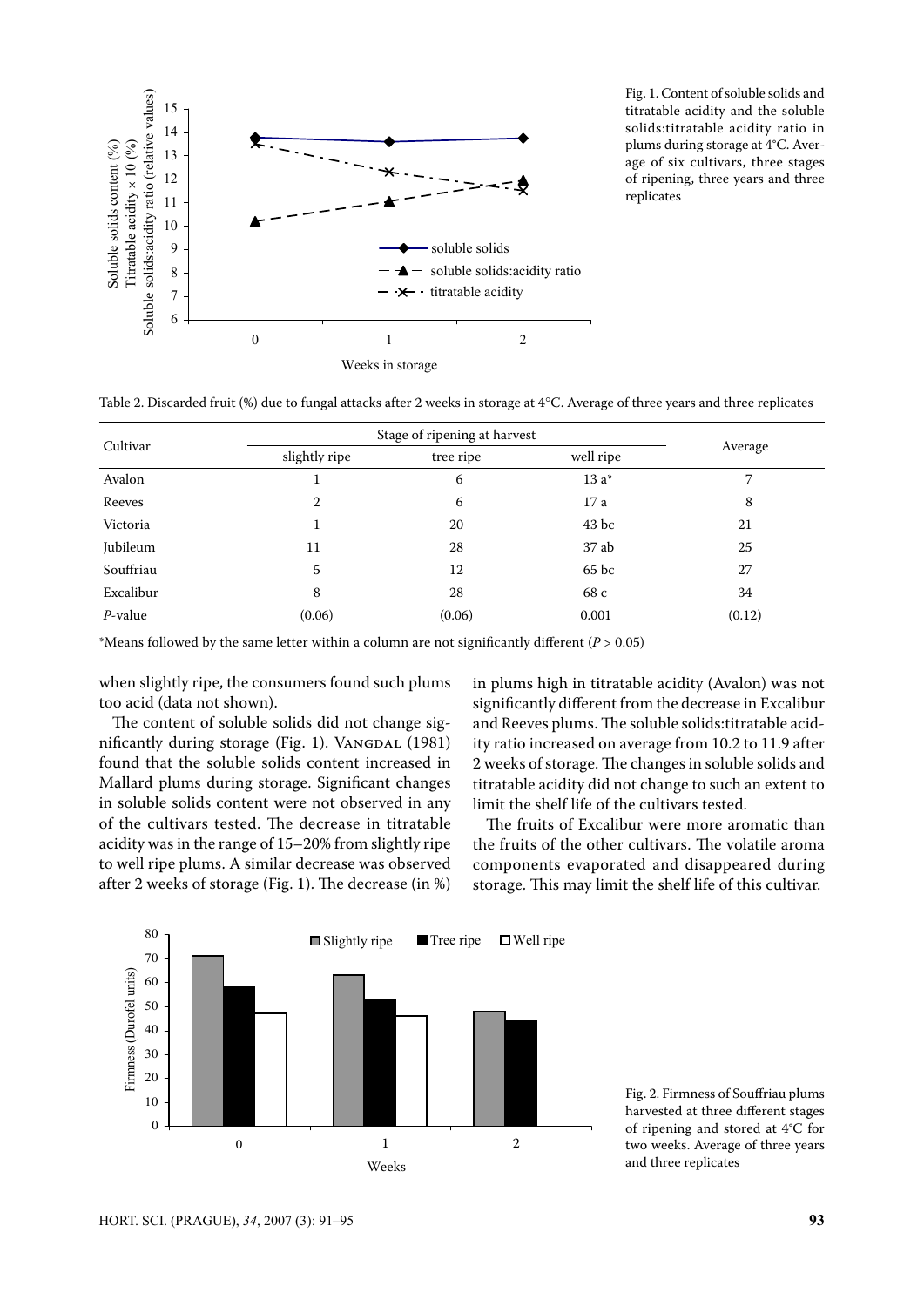Fig. 1. Content of soluble solids and titratable acidity and the soluble solids:titratable acidity ratio in plums during storage at 4°C. Average of six cultivars, three stages of ripening, three years and three replicates

Table 2. Discarded fruit (%) due to fungal attacks after 2 weeks in storage at 4°C. Average of three years and three replicates

| Cultivar | Stage of ripening at harvest | | | Average |
|---|---|---|---|---|
| | slightly ripe | tree ripe | well ripe | |
| Avalon | 1 | 6 | 13 a* | 7 |
| Reeves | 2 | 6 | 17 a | 8 |
| Victoria | 1 | 20 | 43 bc | 21 |
| Jubileum | 11 | 28 | 37 ab | 25 |
| Souffriau | 5 | 12 | 65 bc | 27 |
| Excalibur | 8 | 28 | 68 c | 34 |
| *P*-value | (0.06) | (0.06) | 0.001 | (0.12) |

*Means followed by the same letter within a column are not significantly different ($P > 0.05$)

when slightly ripe, the consumers found such plums too acid (data not shown).

The content of soluble solids did not change significantly during storage (Fig. 1). Vangdal (1981) found that the soluble solids content increased in Mallard plums during storage. Significant changes in soluble solids content were not observed in any of the cultivars tested. The decrease in titratable acidity was in the range of 15–20% from slightly ripe to well ripe plums. A similar decrease was observed after 2 weeks of storage (Fig. 1). The decrease (in %) in plums high in titratable acidity (Avalon) was not significantly different from the decrease in Excalibur and Reeves plums. The soluble solids:titratable acidity ratio increased on average from 10.2 to 11.9 after 2 weeks of storage. The changes in soluble solids and titratable acidity did not change to such an extent to limit the shelf life of the cultivars tested.

The fruits of Excalibur were more aromatic than the fruits of the other cultivars. The volatile aroma components evaporated and disappeared during storage. This may limit the shelf life of this cultivar.

Fig. 2. Firmness of Souffriau plums harvested at three different stages of ripening and stored at 4°C for two weeks. Average of three years and three replicates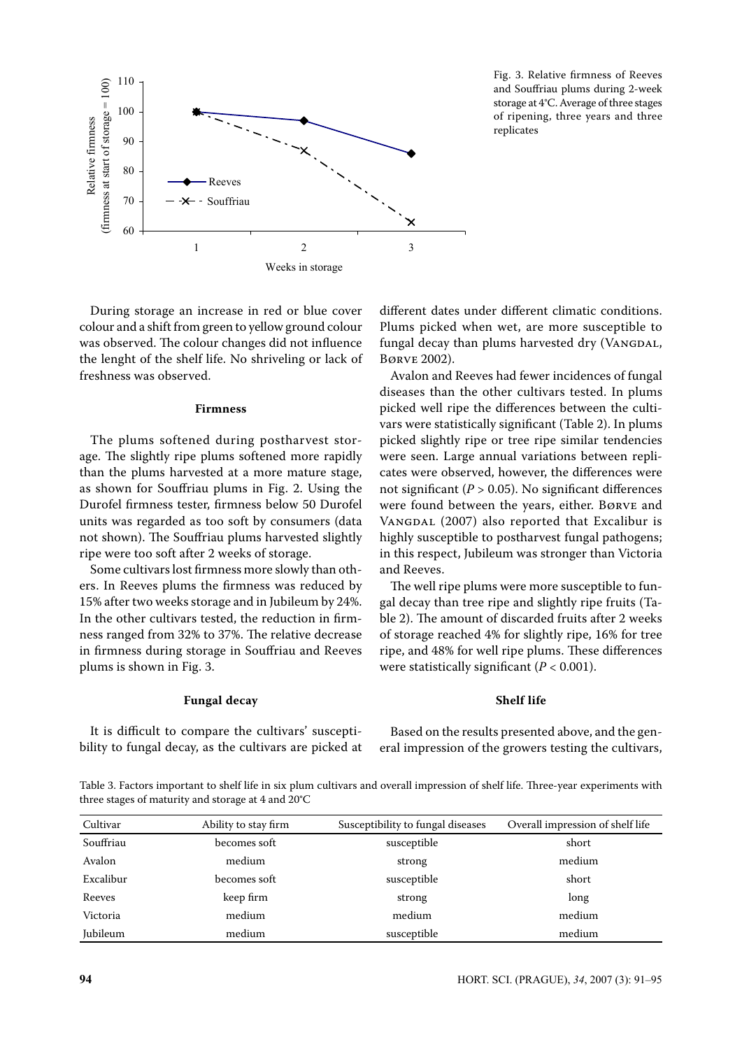Fig. 3. Relative firmness of Reeves and Souffriau plums during 2-week storage at 4°C. Average of three stages of ripening, three years and three replicates

During storage an increase in red or blue cover colour and a shift from green to yellow ground colour was observed. The colour changes did not influence the lenght of the shelf life. No shriveling or lack of freshness was observed.

### Firmness

The plums softened during postharvest storage. The slightly ripe plums softened more rapidly than the plums harvested at a more mature stage, as shown for Souffriau plums in Fig. 2. Using the Durofel firmness tester, firmness below 50 Durofel units was regarded as too soft by consumers (data not shown). The Souffriau plums harvested slightly ripe were too soft after 2 weeks of storage.

Some cultivars lost firmness more slowly than others. In Reeves plums the firmness was reduced by 15% after two weeks storage and in Jubileum by 24%. In the other cultivars tested, the reduction in firmness ranged from 32% to 37%. The relative decrease in firmness during storage in Souffriau and Reeves plums is shown in Fig. 3.

### Fungal decay

It is difficult to compare the cultivars' susceptibility to fungal decay, as the cultivars are picked at different dates under different climatic conditions. Plums picked when wet, are more susceptible to fungal decay than plums harvested dry (Vangdal, Børve 2002).

Avalon and Reeves had fewer incidences of fungal diseases than the other cultivars tested. In plums picked well ripe the differences between the cultivars were statistically significant (Table 2). In plums picked slightly ripe or tree ripe similar tendencies were seen. Large annual variations between replicates were observed, however, the differences were not significant ($P > 0.05$). No significant differences were found between the years, either. Børve and Vangdal (2007) also reported that Excalibur is highly susceptible to postharvest fungal pathogens; in this respect, Jubileum was stronger than Victoria and Reeves.

The well ripe plums were more susceptible to fungal decay than tree ripe and slightly ripe fruits (Table 2). The amount of discarded fruits after 2 weeks of storage reached 4% for slightly ripe, 16% for tree ripe, and 48% for well ripe plums. These differences were statistically significant ($P < 0.001$).

### Shelf life

Based on the results presented above, and the general impression of the growers testing the cultivars,

Table 3. Factors important to shelf life in six plum cultivars and overall impression of shelf life. Three-year experiments with three stages of maturity and storage at 4 and 20°C

| Cultivar | Ability to stay firm | Susceptibility to fungal diseases | Overall impression of shelf life |
|---|---|---|---|
| Souffriau | becomes soft | susceptible | short |
| Avalon | medium | strong | medium |
| Excalibur | becomes soft | susceptible | short |
| Reeves | keep firm | strong | long |
| Victoria | medium | medium | medium |
| Jubileum | medium | susceptible | medium |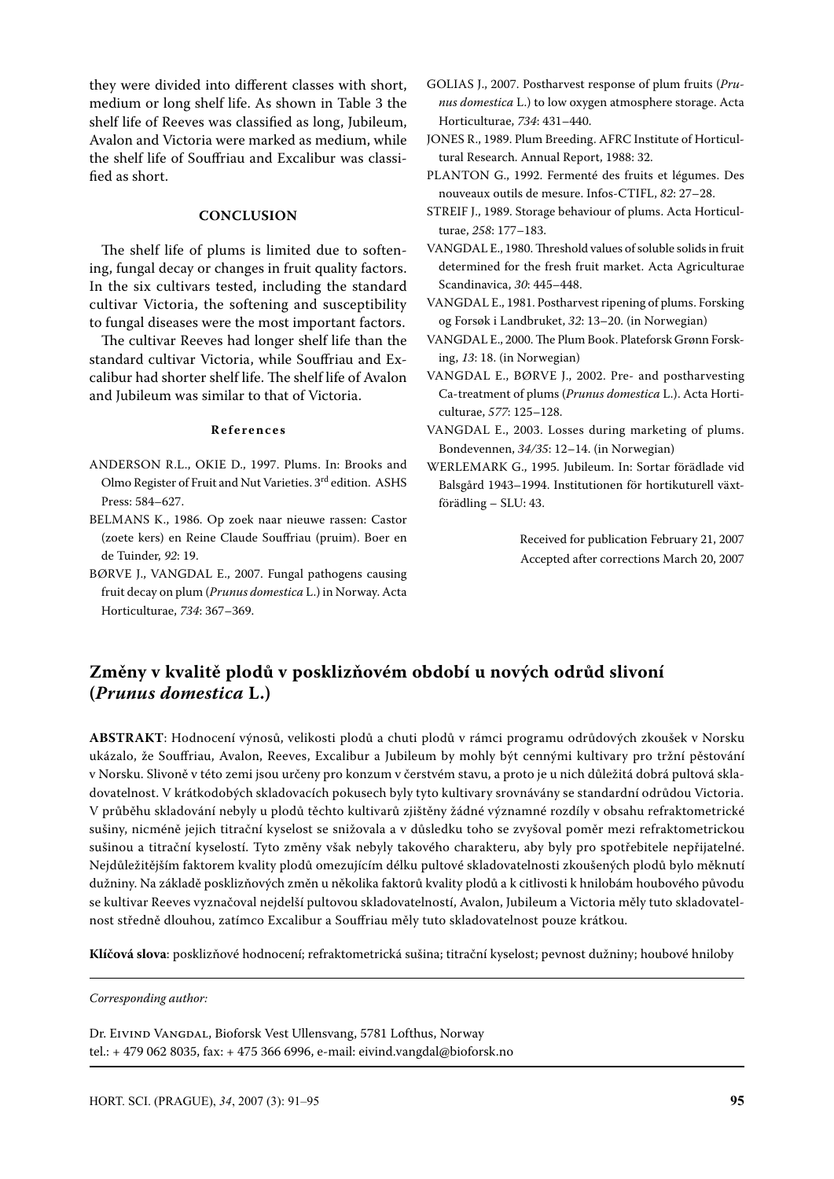they were divided into different classes with short, medium or long shelf life. As shown in Table 3 the shelf life of Reeves was classified as long, Jubileum, Avalon and Victoria were marked as medium, while the shelf life of Souffriau and Excalibur was classified as short.

## CONCLUSION

The shelf life of plums is limited due to softening, fungal decay or changes in fruit quality factors. In the six cultivars tested, including the standard cultivar Victoria, the softening and susceptibility to fungal diseases were the most important factors.

The cultivar Reeves had longer shelf life than the standard cultivar Victoria, while Souffriau and Excalibur had shorter shelf life. The shelf life of Avalon and Jubileum was similar to that of Victoria.

### References

ANDERSON R.L., OKIE D., 1997. Plums. In: Brooks and Olmo Register of Fruit and Nut Varieties. 3rd edition. ASHS Press: 584–627.

BELMANS K., 1986. Op zoek naar nieuwe rassen: Castor (zoete kers) en Reine Claude Souffriau (pruim). Boer en de Tuinder, *92*: 19.

BØRVE J., VANGDAL E., 2007. Fungal pathogens causing fruit decay on plum (*Prunus domestica* L.) in Norway. Acta Horticulturae, *734*: 367–369.

GOLIAS J., 2007. Postharvest response of plum fruits (*Prunus domestica* L.) to low oxygen atmosphere storage. Acta Horticulturae, *734*: 431–440.

JONES R., 1989. Plum Breeding. AFRC Institute of Horticultural Research. Annual Report, 1988: 32.

PLANTON G., 1992. Fermenté des fruits et légumes. Des nouveaux outils de mesure. Infos-CTIFL, *82*: 27–28.

STREIF J., 1989. Storage behaviour of plums. Acta Horticulturae, *258*: 177–183.

VANGDAL E., 1980. Threshold values of soluble solids in fruit determined for the fresh fruit market. Acta Agriculturae Scandinavica, *30*: 445–448.

VANGDAL E., 1981. Postharvest ripening of plums. Forsking og Forsøk i Landbruket, *32*: 13–20. (in Norwegian)

VANGDAL E., 2000. The Plum Book. Plateforsk Grønn Forsking, *13*: 18. (in Norwegian)

VANGDAL E., BØRVE J., 2002. Pre- and postharvesting Ca-treatment of plums (*Prunus domestica* L.). Acta Horticulturae, *577*: 125–128.

VANGDAL E., 2003. Losses during marketing of plums. Bondevennen, *34/35*: 12–14. (in Norwegian)

WERLEMARK G., 1995. Jubileum. In: Sortar förädlade vid Balsgård 1943–1994. Institutionen för hortikuturell växtförädling – SLU: 43.

Received for publication February 21, 2007
Accepted after corrections March 20, 2007

## Změny v kvalitě plodů v posklizňovém období u nových odrůd slivoní (*Prunus domestica* L.)

**ABSTRAKT**: Hodnocení výnosů, velikosti plodů a chuti plodů v rámci programu odrůdových zkoušek v Norsku ukázalo, že Souffriau, Avalon, Reeves, Excalibur a Jubileum by mohly být cennými kultivary pro tržní pěstování v Norsku. Slivoně v této zemi jsou určeny pro konzum v čerstvém stavu, a proto je u nich důležitá dobrá pultová skladovatelnost. V krátkodobých skladovacích pokusech byly tyto kultivary srovnávány se standardní odrůdou Victoria. V průběhu skladování nebyly u plodů těchto kultivarů zjištěny žádné významné rozdíly v obsahu refraktometrické sušiny, nicméně jejich titrační kyselost se snižovala a v důsledku toho se zvyšoval poměr mezi refraktometrickou sušinou a titrační kyselostí. Tyto změny však nebyly takového charakteru, aby byly pro spotřebitele nepřijatelné. Nejdůležitějším faktorem kvality plodů omezujícím délku pultové skladovatelnosti zkoušených plodů bylo měknutí dužniny. Na základě posklizňových změn u několika faktorů kvality plodů a k citlivosti k hnilobám houbového původu se kultivar Reeves vyznačoval nejdelší pultovou skladovatelností, Avalon, Jubileum a Victoria měly tuto skladovatelnost středně dlouhou, zatímco Excalibur a Souffriau měly tuto skladovatelnost pouze krátkou.

**Klíčová slova**: posklizňové hodnocení; refraktometrická sušina; titrační kyselost; pevnost dužniny; houbové hniloby

---

*Corresponding author:*

Dr. Eivind Vangdal, Bioforsk Vest Ullensvang, 5781 Lofthus, Norway
tel.: + 479 062 8035, fax: + 475 366 6996, e-mail: eivind.vangdal@bioforsk.no